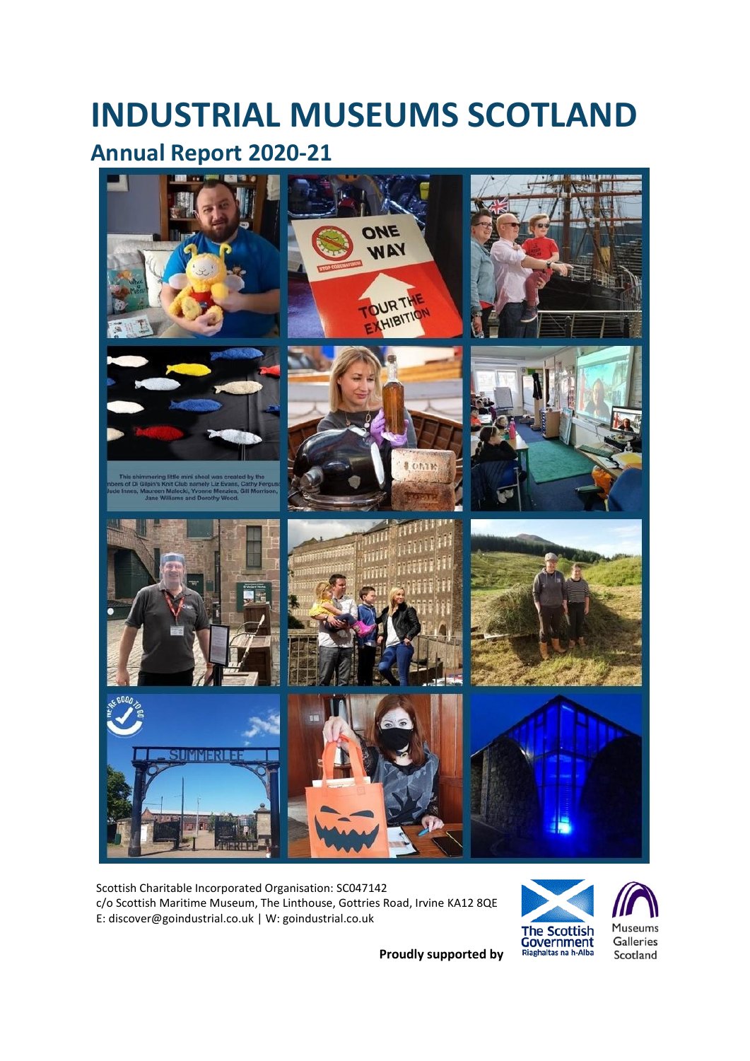# INDUSTRIAL MUSEUMS SCOTLAND

## Annual Report 2020-21

Scottish Charitable Incorporated Organisation: SC047142
c/o Scottish Maritime Museum, The Linthouse, Gottries Road, Irvine KA12 8QE
E: discover@goindustrial.co.uk | W: goindustrial.co.uk

**Proudly supported by**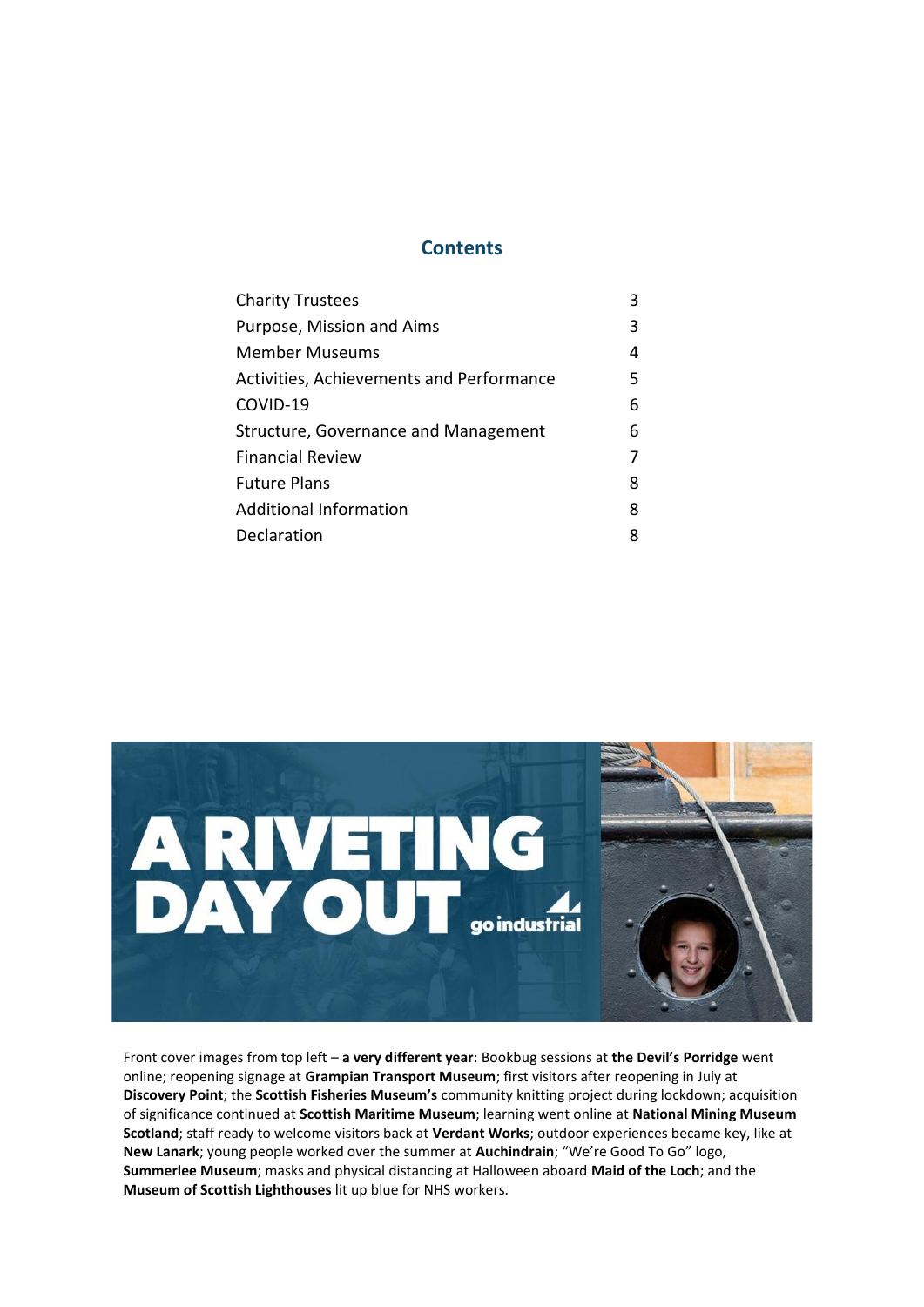## Contents

| | |
|---|---|
| Charity Trustees | 3 |
| Purpose, Mission and Aims | 3 |
| Member Museums | 4 |
| Activities, Achievements and Performance | 5 |
| COVID-19 | 6 |
| Structure, Governance and Management | 6 |
| Financial Review | 7 |
| Future Plans | 8 |
| Additional Information | 8 |
| Declaration | 8 |

Front cover images from top left – **a very different year**: Bookbug sessions at **the Devil's Porridge** went online; reopening signage at **Grampian Transport Museum**; first visitors after reopening in July at **Discovery Point**; the **Scottish Fisheries Museum's** community knitting project during lockdown; acquisition of significance continued at **Scottish Maritime Museum**; learning went online at **National Mining Museum Scotland**; staff ready to welcome visitors back at **Verdant Works**; outdoor experiences became key, like at **New Lanark**; young people worked over the summer at **Auchindrain**; "We're Good To Go" logo, **Summerlee Museum**; masks and physical distancing at Halloween aboard **Maid of the Loch**; and the **Museum of Scottish Lighthouses** lit up blue for NHS workers.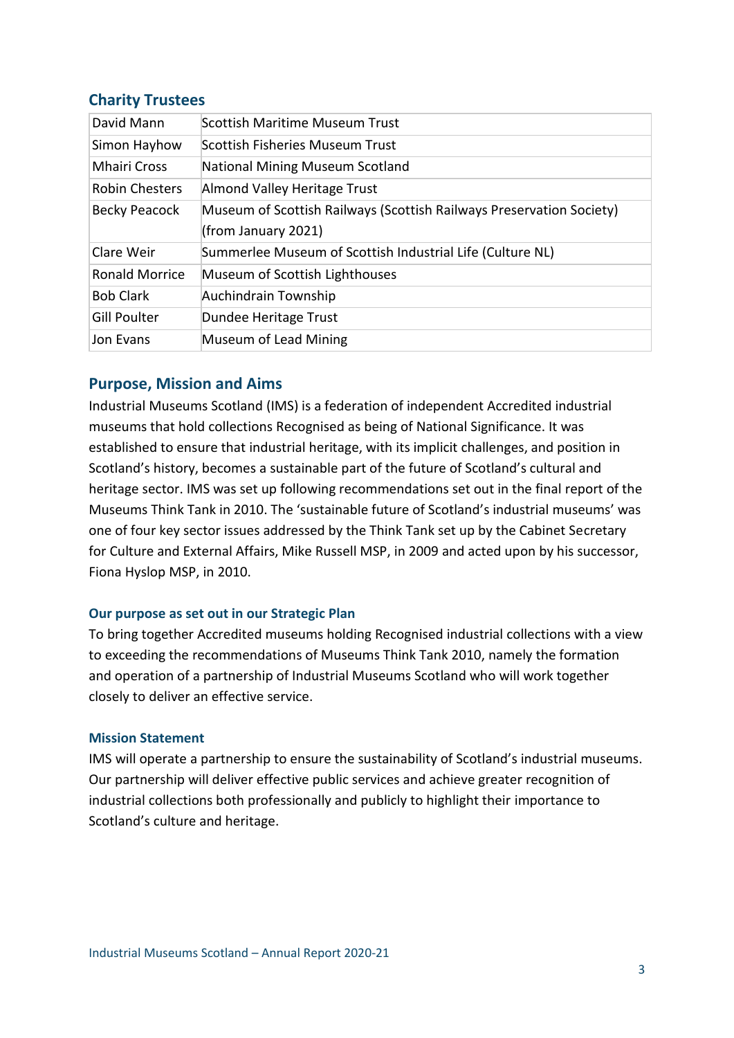## Charity Trustees

| | |
|---|---|
| David Mann | Scottish Maritime Museum Trust |
| Simon Hayhow | Scottish Fisheries Museum Trust |
| Mhairi Cross | National Mining Museum Scotland |
| Robin Chesters | Almond Valley Heritage Trust |
| Becky Peacock | Museum of Scottish Railways (Scottish Railways Preservation Society) (from January 2021) |
| Clare Weir | Summerlee Museum of Scottish Industrial Life (Culture NL) |
| Ronald Morrice | Museum of Scottish Lighthouses |
| Bob Clark | Auchindrain Township |
| Gill Poulter | Dundee Heritage Trust |
| Jon Evans | Museum of Lead Mining |

## Purpose, Mission and Aims

Industrial Museums Scotland (IMS) is a federation of independent Accredited industrial museums that hold collections Recognised as being of National Significance. It was established to ensure that industrial heritage, with its implicit challenges, and position in Scotland's history, becomes a sustainable part of the future of Scotland's cultural and heritage sector. IMS was set up following recommendations set out in the final report of the Museums Think Tank in 2010. The 'sustainable future of Scotland's industrial museums' was one of four key sector issues addressed by the Think Tank set up by the Cabinet Secretary for Culture and External Affairs, Mike Russell MSP, in 2009 and acted upon by his successor, Fiona Hyslop MSP, in 2010.

### Our purpose as set out in our Strategic Plan

To bring together Accredited museums holding Recognised industrial collections with a view to exceeding the recommendations of Museums Think Tank 2010, namely the formation and operation of a partnership of Industrial Museums Scotland who will work together closely to deliver an effective service.

### Mission Statement

IMS will operate a partnership to ensure the sustainability of Scotland's industrial museums. Our partnership will deliver effective public services and achieve greater recognition of industrial collections both professionally and publicly to highlight their importance to Scotland's culture and heritage.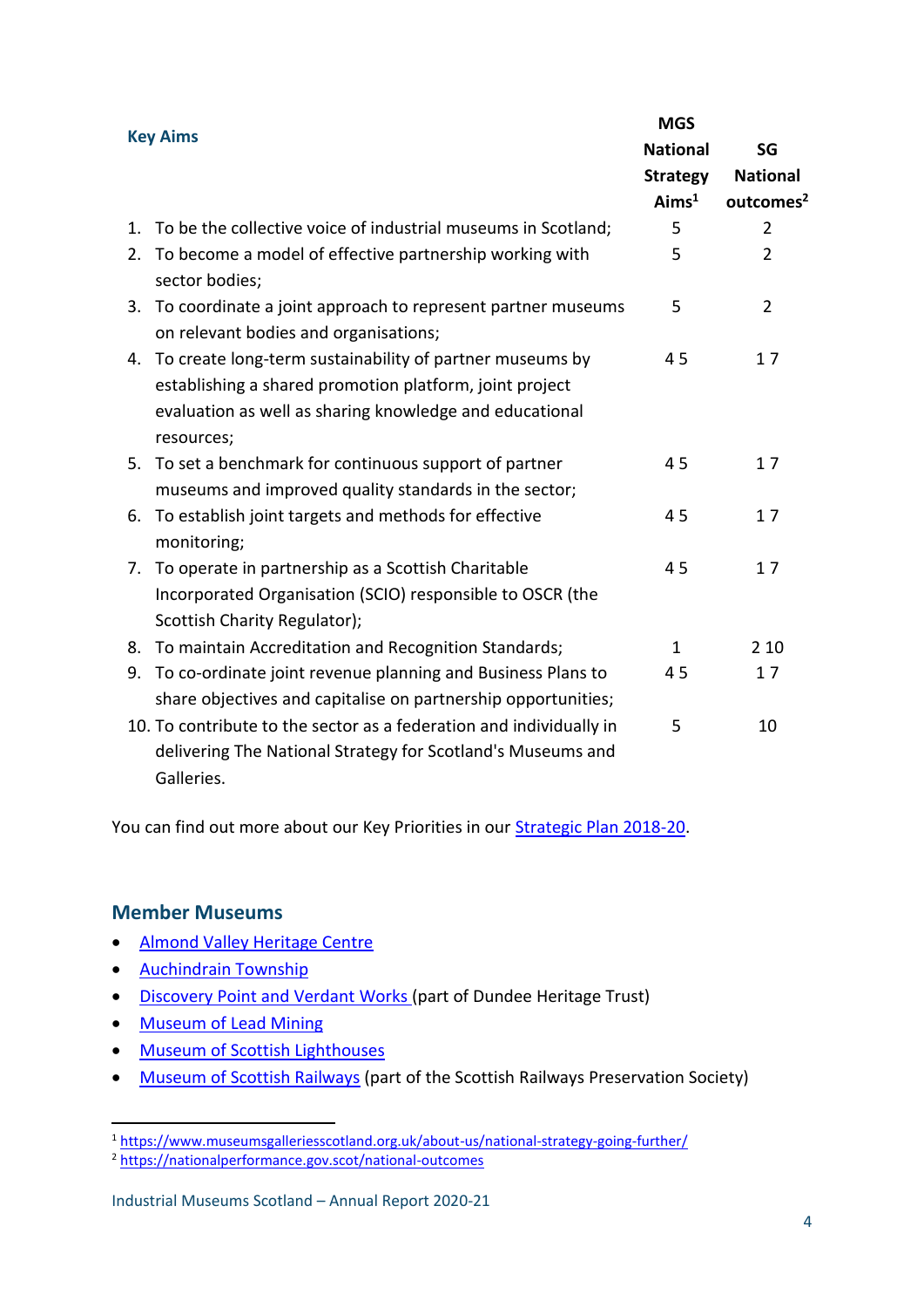| Key Aims | MGS National Strategy Aims[1] | SG National outcomes[2] |
|---|---|---|
| 1. To be the collective voice of industrial museums in Scotland; | 5 | 2 |
| 2. To become a model of effective partnership working with sector bodies; | 5 | 2 |
| 3. To coordinate a joint approach to represent partner museums on relevant bodies and organisations; | 5 | 2 |
| 4. To create long-term sustainability of partner museums by establishing a shared promotion platform, joint project evaluation as well as sharing knowledge and educational resources; | 4 5 | 1 7 |
| 5. To set a benchmark for continuous support of partner museums and improved quality standards in the sector; | 4 5 | 1 7 |
| 6. To establish joint targets and methods for effective monitoring; | 4 5 | 1 7 |
| 7. To operate in partnership as a Scottish Charitable Incorporated Organisation (SCIO) responsible to OSCR (the Scottish Charity Regulator); | 4 5 | 1 7 |
| 8. To maintain Accreditation and Recognition Standards; | 1 | 2 10 |
| 9. To co-ordinate joint revenue planning and Business Plans to share objectives and capitalise on partnership opportunities; | 4 5 | 1 7 |
| 10. To contribute to the sector as a federation and individually in delivering The National Strategy for Scotland's Museums and Galleries. | 5 | 10 |

You can find out more about our Key Priorities in our Strategic Plan 2018-20.

## Member Museums

- Almond Valley Heritage Centre
- Auchindrain Township
- Discovery Point and Verdant Works (part of Dundee Heritage Trust)
- Museum of Lead Mining
- Museum of Scottish Lighthouses
- Museum of Scottish Railways (part of the Scottish Railways Preservation Society)

[1] https://www.museumsgalleriesscotland.org.uk/about-us/national-strategy-going-further/
[2] https://nationalperformance.gov.scot/national-outcomes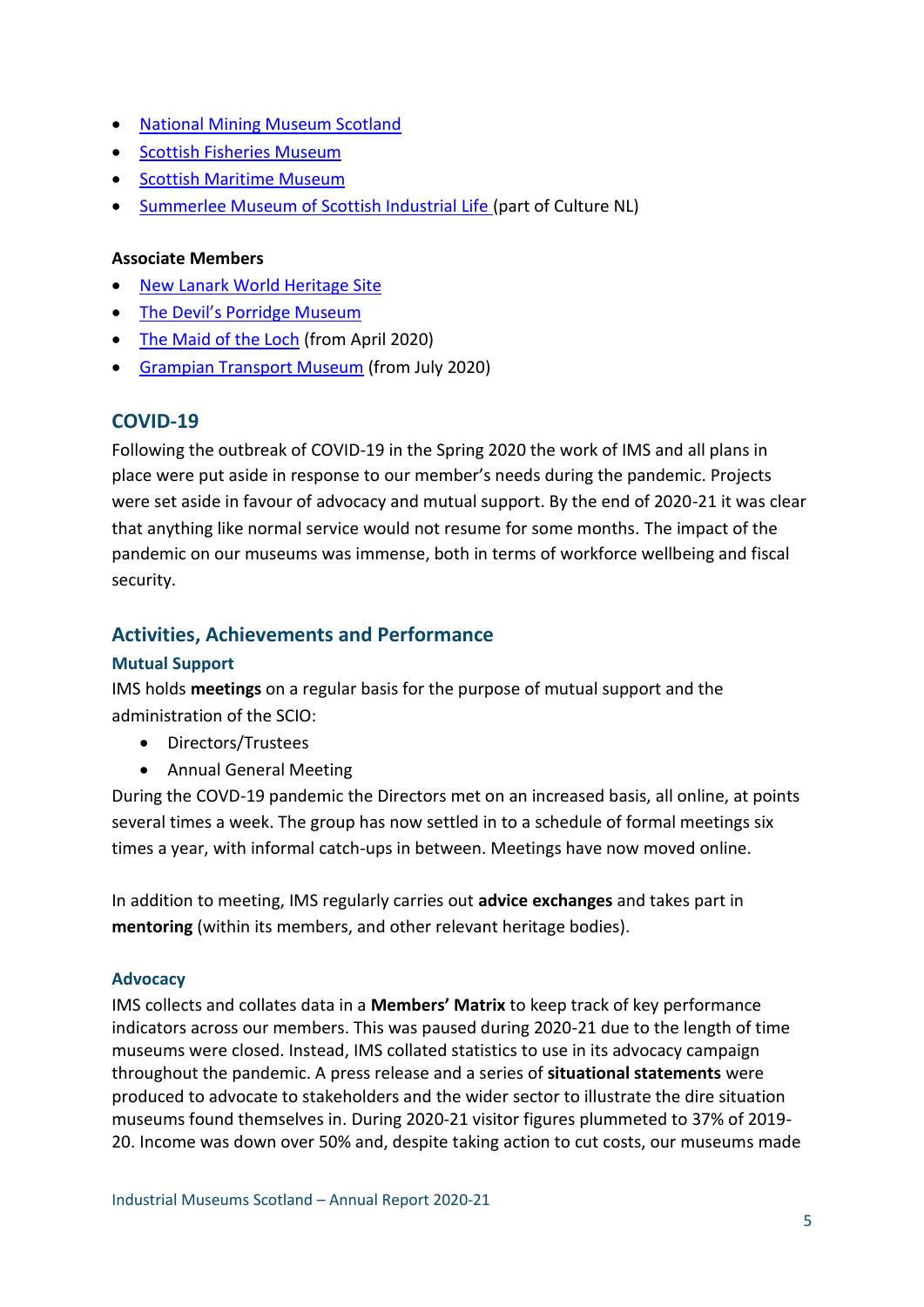- National Mining Museum Scotland
- Scottish Fisheries Museum
- Scottish Maritime Museum
- Summerlee Museum of Scottish Industrial Life (part of Culture NL)

**Associate Members**

- New Lanark World Heritage Site
- The Devil's Porridge Museum
- The Maid of the Loch (from April 2020)
- Grampian Transport Museum (from July 2020)

## COVID-19

Following the outbreak of COVID-19 in the Spring 2020 the work of IMS and all plans in place were put aside in response to our member's needs during the pandemic. Projects were set aside in favour of advocacy and mutual support. By the end of 2020-21 it was clear that anything like normal service would not resume for some months. The impact of the pandemic on our museums was immense, both in terms of workforce wellbeing and fiscal security.

## Activities, Achievements and Performance

### Mutual Support

IMS holds **meetings** on a regular basis for the purpose of mutual support and the administration of the SCIO:

- Directors/Trustees
- Annual General Meeting

During the COVD-19 pandemic the Directors met on an increased basis, all online, at points several times a week. The group has now settled in to a schedule of formal meetings six times a year, with informal catch-ups in between. Meetings have now moved online.

In addition to meeting, IMS regularly carries out **advice exchanges** and takes part in **mentoring** (within its members, and other relevant heritage bodies).

### Advocacy

IMS collects and collates data in a **Members' Matrix** to keep track of key performance indicators across our members. This was paused during 2020-21 due to the length of time museums were closed. Instead, IMS collated statistics to use in its advocacy campaign throughout the pandemic. A press release and a series of **situational statements** were produced to advocate to stakeholders and the wider sector to illustrate the dire situation museums found themselves in. During 2020-21 visitor figures plummeted to 37% of 2019-20. Income was down over 50% and, despite taking action to cut costs, our museums made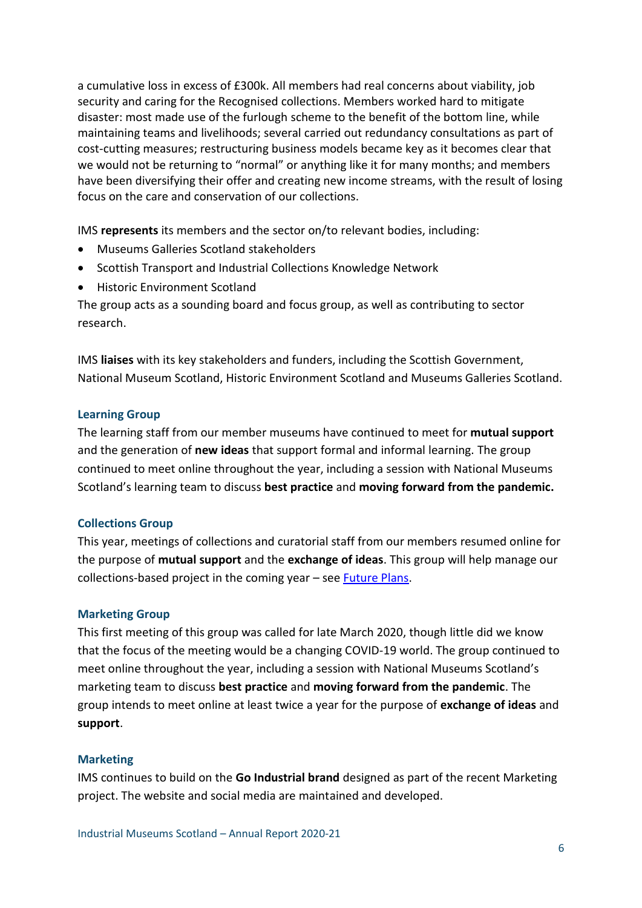a cumulative loss in excess of £300k. All members had real concerns about viability, job security and caring for the Recognised collections. Members worked hard to mitigate disaster: most made use of the furlough scheme to the benefit of the bottom line, while maintaining teams and livelihoods; several carried out redundancy consultations as part of cost-cutting measures; restructuring business models became key as it becomes clear that we would not be returning to "normal" or anything like it for many months; and members have been diversifying their offer and creating new income streams, with the result of losing focus on the care and conservation of our collections.

IMS **represents** its members and the sector on/to relevant bodies, including:

- Museums Galleries Scotland stakeholders
- Scottish Transport and Industrial Collections Knowledge Network
- Historic Environment Scotland

The group acts as a sounding board and focus group, as well as contributing to sector research.

IMS **liaises** with its key stakeholders and funders, including the Scottish Government, National Museum Scotland, Historic Environment Scotland and Museums Galleries Scotland.

### Learning Group

The learning staff from our member museums have continued to meet for **mutual support** and the generation of **new ideas** that support formal and informal learning. The group continued to meet online throughout the year, including a session with National Museums Scotland's learning team to discuss **best practice** and **moving forward from the pandemic.**

### Collections Group

This year, meetings of collections and curatorial staff from our members resumed online for the purpose of **mutual support** and the **exchange of ideas**. This group will help manage our collections-based project in the coming year – see Future Plans.

### Marketing Group

This first meeting of this group was called for late March 2020, though little did we know that the focus of the meeting would be a changing COVID-19 world. The group continued to meet online throughout the year, including a session with National Museums Scotland's marketing team to discuss **best practice** and **moving forward from the pandemic**. The group intends to meet online at least twice a year for the purpose of **exchange of ideas** and **support**.

### Marketing

IMS continues to build on the **Go Industrial brand** designed as part of the recent Marketing project. The website and social media are maintained and developed.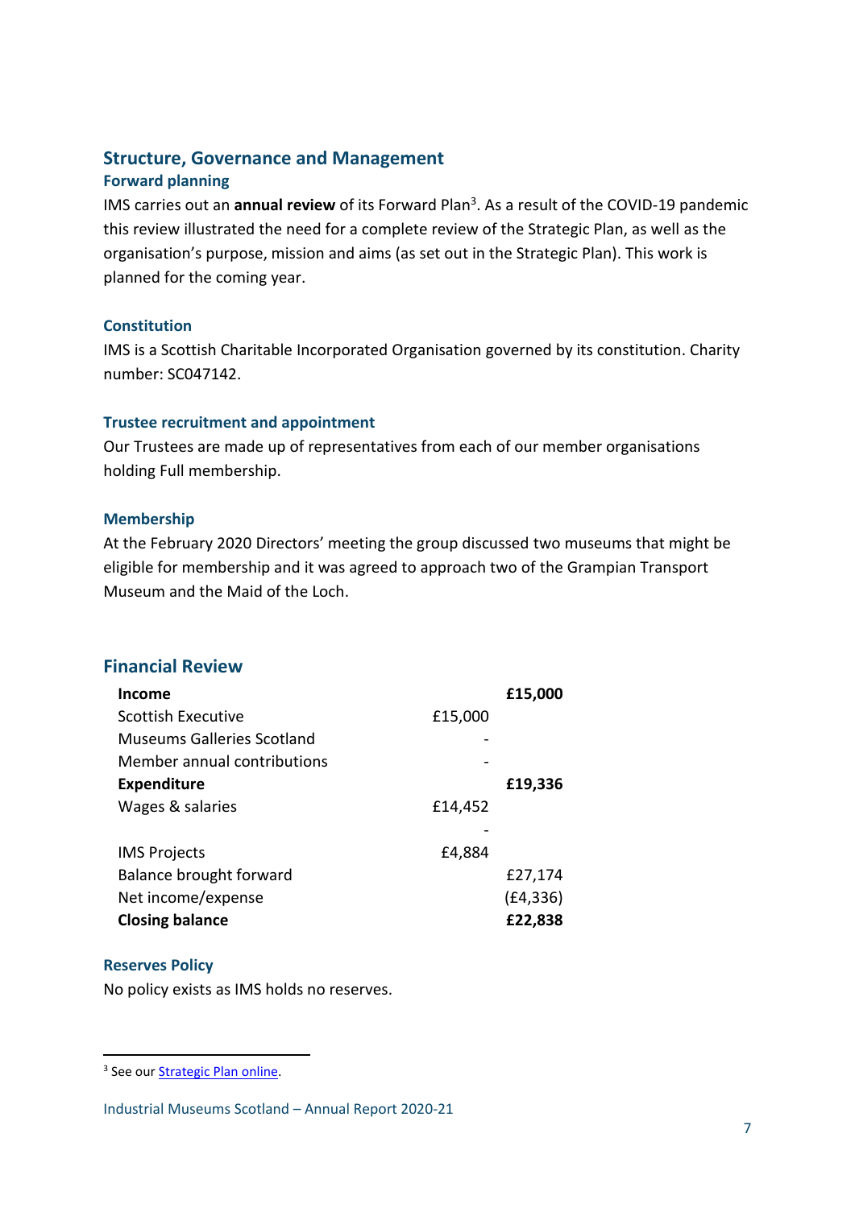## Structure, Governance and Management

### Forward planning

IMS carries out an **annual review** of its Forward Plan[3]. As a result of the COVID-19 pandemic this review illustrated the need for a complete review of the Strategic Plan, as well as the organisation's purpose, mission and aims (as set out in the Strategic Plan). This work is planned for the coming year.

### Constitution

IMS is a Scottish Charitable Incorporated Organisation governed by its constitution. Charity number: SC047142.

### Trustee recruitment and appointment

Our Trustees are made up of representatives from each of our member organisations holding Full membership.

### Membership

At the February 2020 Directors' meeting the group discussed two museums that might be eligible for membership and it was agreed to approach two of the Grampian Transport Museum and the Maid of the Loch.

## Financial Review

| | | |
|---|---|---|
| **Income** | | **£15,000** |
| Scottish Executive | £15,000 | |
| Museums Galleries Scotland | - | |
| Member annual contributions | - | |
| **Expenditure** | | **£19,336** |
| Wages & salaries | £14,452 | |
| | - | |
| IMS Projects | £4,884 | |
| Balance brought forward | | £27,174 |
| Net income/expense | | (£4,336) |
| **Closing balance** | | **£22,838** |

### Reserves Policy

No policy exists as IMS holds no reserves.

[3] See our Strategic Plan online.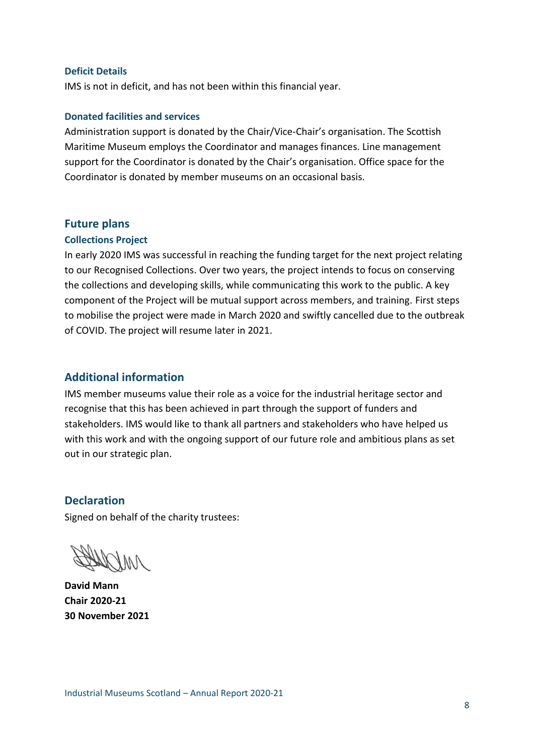### Deficit Details

IMS is not in deficit, and has not been within this financial year.

### Donated facilities and services

Administration support is donated by the Chair/Vice-Chair's organisation. The Scottish Maritime Museum employs the Coordinator and manages finances. Line management support for the Coordinator is donated by the Chair's organisation. Office space for the Coordinator is donated by member museums on an occasional basis.

## Future plans

### Collections Project

In early 2020 IMS was successful in reaching the funding target for the next project relating to our Recognised Collections. Over two years, the project intends to focus on conserving the collections and developing skills, while communicating this work to the public. A key component of the Project will be mutual support across members, and training. First steps to mobilise the project were made in March 2020 and swiftly cancelled due to the outbreak of COVID. The project will resume later in 2021.

## Additional information

IMS member museums value their role as a voice for the industrial heritage sector and recognise that this has been achieved in part through the support of funders and stakeholders. IMS would like to thank all partners and stakeholders who have helped us with this work and with the ongoing support of our future role and ambitious plans as set out in our strategic plan.

## Declaration

Signed on behalf of the charity trustees:

**David Mann**
**Chair 2020-21**
**30 November 2021**